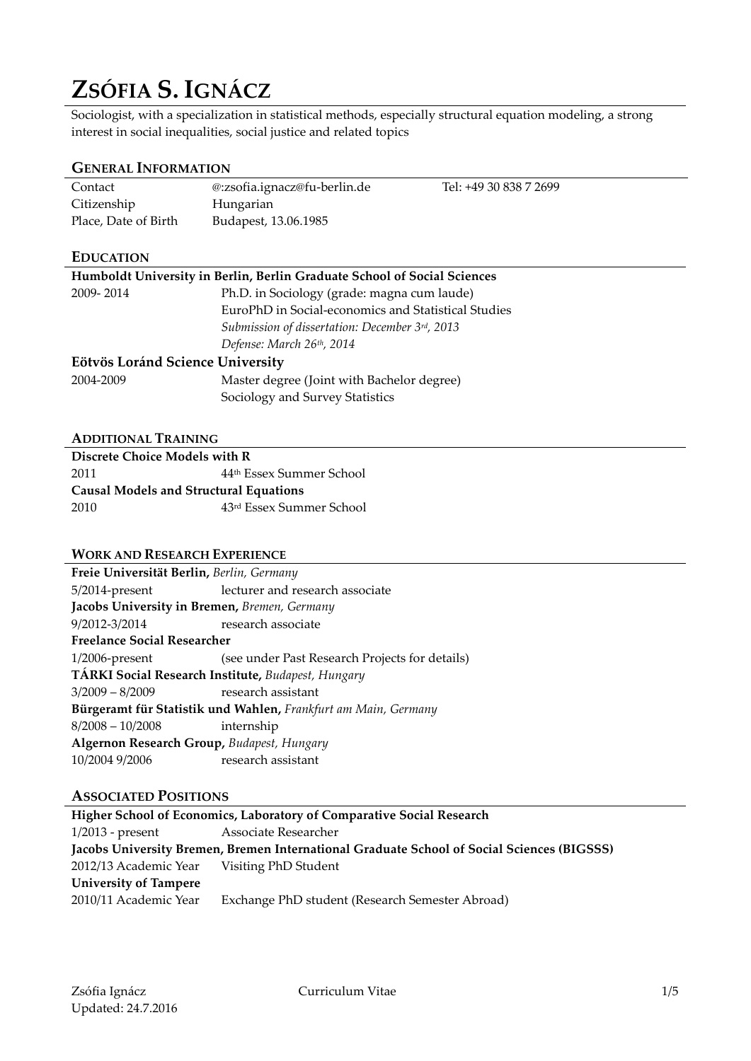# Zsófia S. Ignácz

Sociologist, with a specialization in statistical methods, especially structural equation modeling, a strong interest in social inequalities, social justice and related topics

## General Information

| | | |
|---|---|---|
| Contact | @:zsofia.ignacz@fu-berlin.de | Tel: +49 30 838 7 2699 |
| Citizenship | Hungarian | |
| Place, Date of Birth | Budapest, 13.06.1985 | |

## Education

**Humboldt University in Berlin, Berlin Graduate School of Social Sciences**

2009- 2014 — Ph.D. in Sociology (grade: magna cum laude)
EuroPhD in Social-economics and Statistical Studies
*Submission of dissertation: December 3rd, 2013*
*Defense: March 26th, 2014*

**Eötvös Loránd Science University**

2004-2009 — Master degree (Joint with Bachelor degree)
Sociology and Survey Statistics

## Additional Training

**Discrete Choice Models with R**

2011 — 44th Essex Summer School

**Causal Models and Structural Equations**

2010 — 43rd Essex Summer School

## Work and Research Experience

**Freie Universität Berlin,** *Berlin, Germany*

5/2014-present — lecturer and research associate

**Jacobs University in Bremen,** *Bremen, Germany*

9/2012-3/2014 — research associate

**Freelance Social Researcher**

1/2006-present — (see under Past Research Projects for details)

**TÁRKI Social Research Institute,** *Budapest, Hungary*

3/2009 – 8/2009 — research assistant

**Bürgeramt für Statistik und Wahlen,** *Frankfurt am Main, Germany*

8/2008 – 10/2008 — internship

**Algernon Research Group,** *Budapest, Hungary*

10/2004 9/2006 — research assistant

## Associated Positions

**Higher School of Economics, Laboratory of Comparative Social Research**

1/2013 - present — Associate Researcher

**Jacobs University Bremen, Bremen International Graduate School of Social Sciences (BIGSSS)**

2012/13 Academic Year — Visiting PhD Student

**University of Tampere**

2010/11 Academic Year — Exchange PhD student (Research Semester Abroad)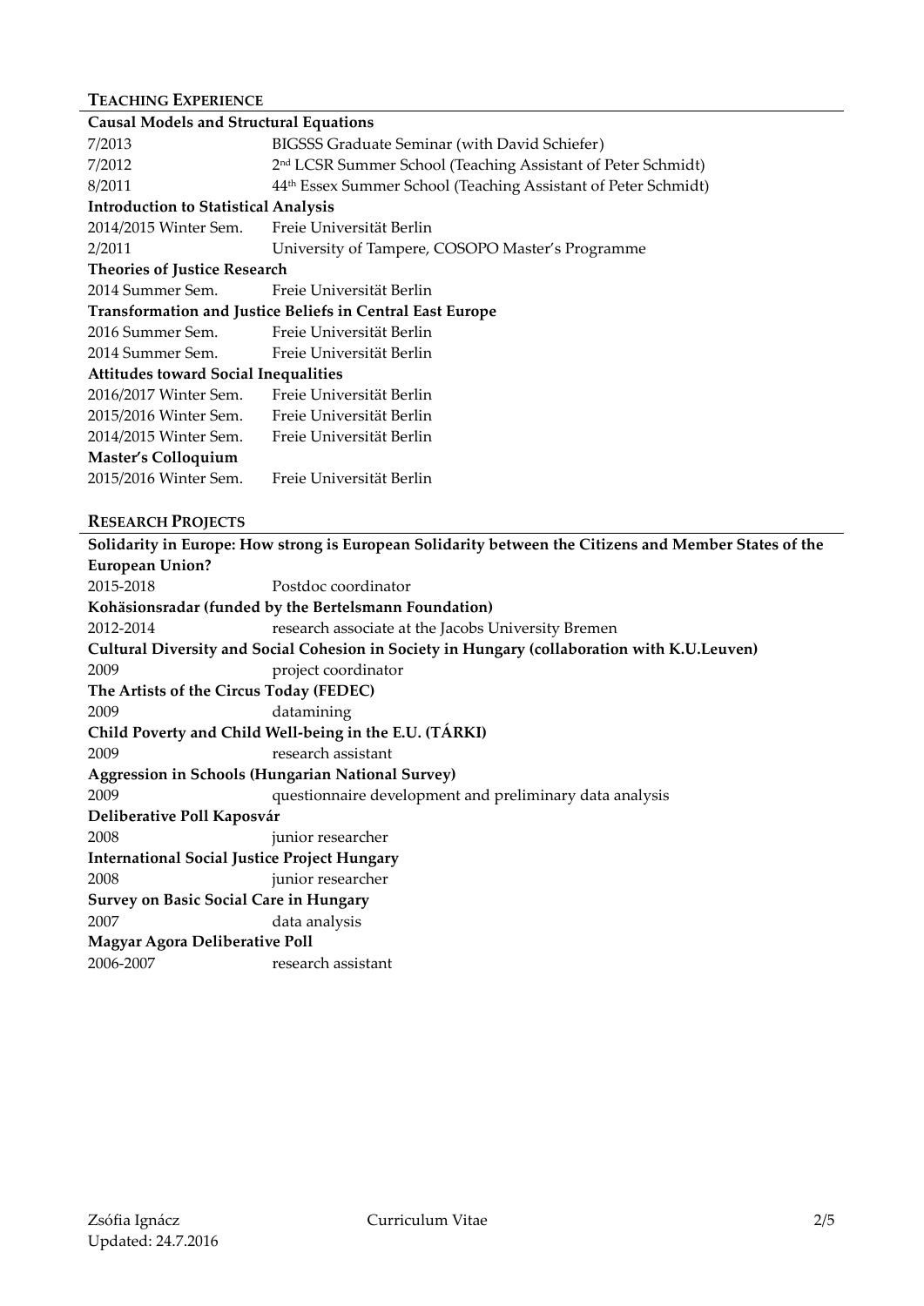## Teaching Experience

**Causal Models and Structural Equations**

7/2013 — BIGSSS Graduate Seminar (with David Schiefer)
7/2012 — 2nd LCSR Summer School (Teaching Assistant of Peter Schmidt)
8/2011 — 44th Essex Summer School (Teaching Assistant of Peter Schmidt)

**Introduction to Statistical Analysis**

2014/2015 Winter Sem. — Freie Universität Berlin
2/2011 — University of Tampere, COSOPO Master's Programme

**Theories of Justice Research**

2014 Summer Sem. — Freie Universität Berlin

**Transformation and Justice Beliefs in Central East Europe**

2016 Summer Sem. — Freie Universität Berlin
2014 Summer Sem. — Freie Universität Berlin

**Attitudes toward Social Inequalities**

2016/2017 Winter Sem. — Freie Universität Berlin
2015/2016 Winter Sem. — Freie Universität Berlin
2014/2015 Winter Sem. — Freie Universität Berlin

**Master's Colloquium**

2015/2016 Winter Sem. — Freie Universität Berlin

## Research Projects

**Solidarity in Europe: How strong is European Solidarity between the Citizens and Member States of the European Union?**

2015-2018 — Postdoc coordinator

**Kohäsionsradar (funded by the Bertelsmann Foundation)**

2012-2014 — research associate at the Jacobs University Bremen

**Cultural Diversity and Social Cohesion in Society in Hungary (collaboration with K.U.Leuven)**

2009 — project coordinator

**The Artists of the Circus Today (FEDEC)**

2009 — datamining

**Child Poverty and Child Well-being in the E.U. (TÁRKI)**

2009 — research assistant

**Aggression in Schools (Hungarian National Survey)**

2009 — questionnaire development and preliminary data analysis

**Deliberative Poll Kaposvár**

2008 — junior researcher

**International Social Justice Project Hungary**

2008 — junior researcher

**Survey on Basic Social Care in Hungary**

2007 — data analysis

**Magyar Agora Deliberative Poll**

2006-2007 — research assistant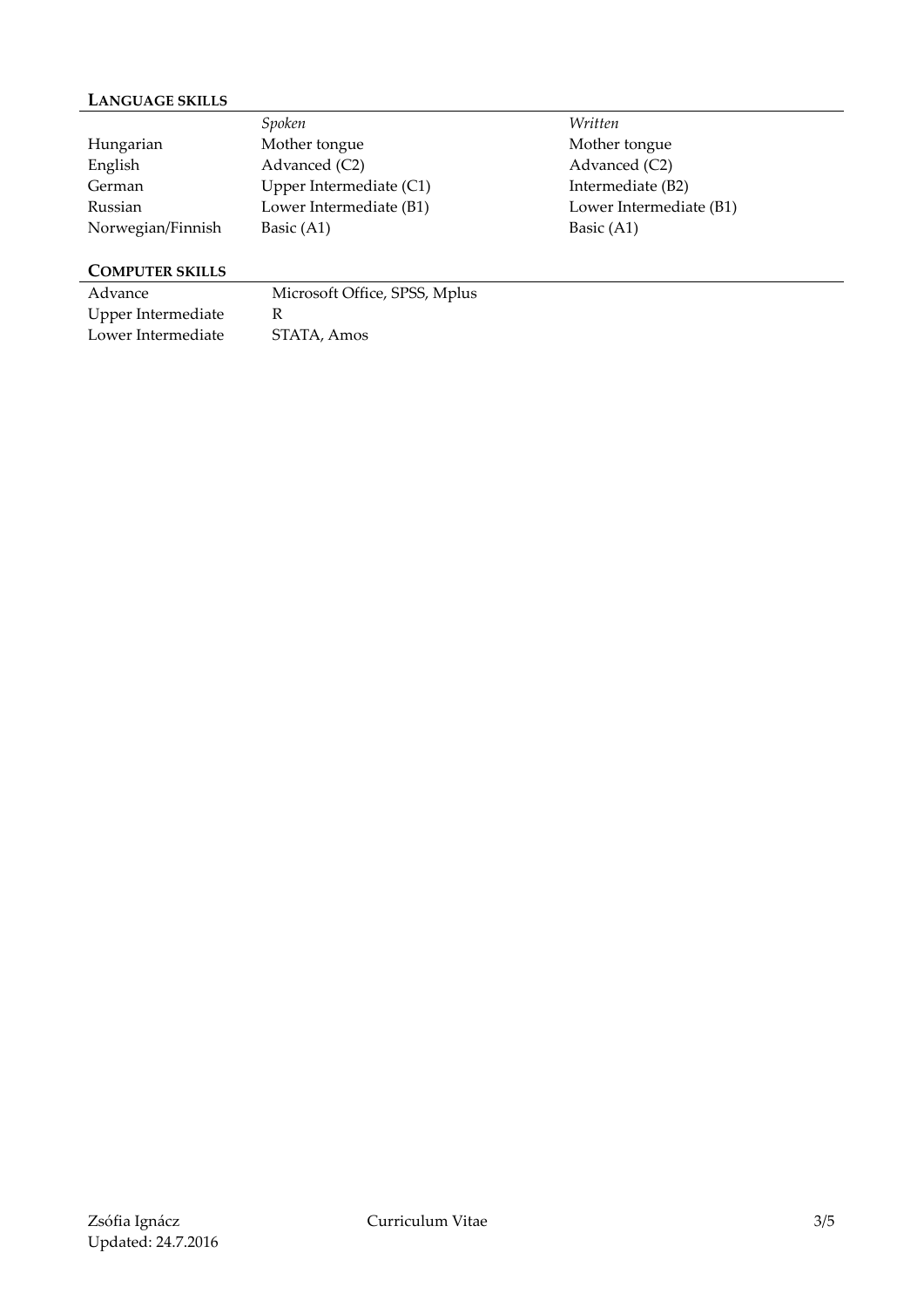## LANGUAGE SKILLS

| | *Spoken* | *Written* |
|---|---|---|
| Hungarian | Mother tongue | Mother tongue |
| English | Advanced (C2) | Advanced (C2) |
| German | Upper Intermediate (C1) | Intermediate (B2) |
| Russian | Lower Intermediate (B1) | Lower Intermediate (B1) |
| Norwegian/Finnish | Basic (A1) | Basic (A1) |

## COMPUTER SKILLS

| | |
|---|---|
| Advance | Microsoft Office, SPSS, Mplus |
| Upper Intermediate | R |
| Lower Intermediate | STATA, Amos |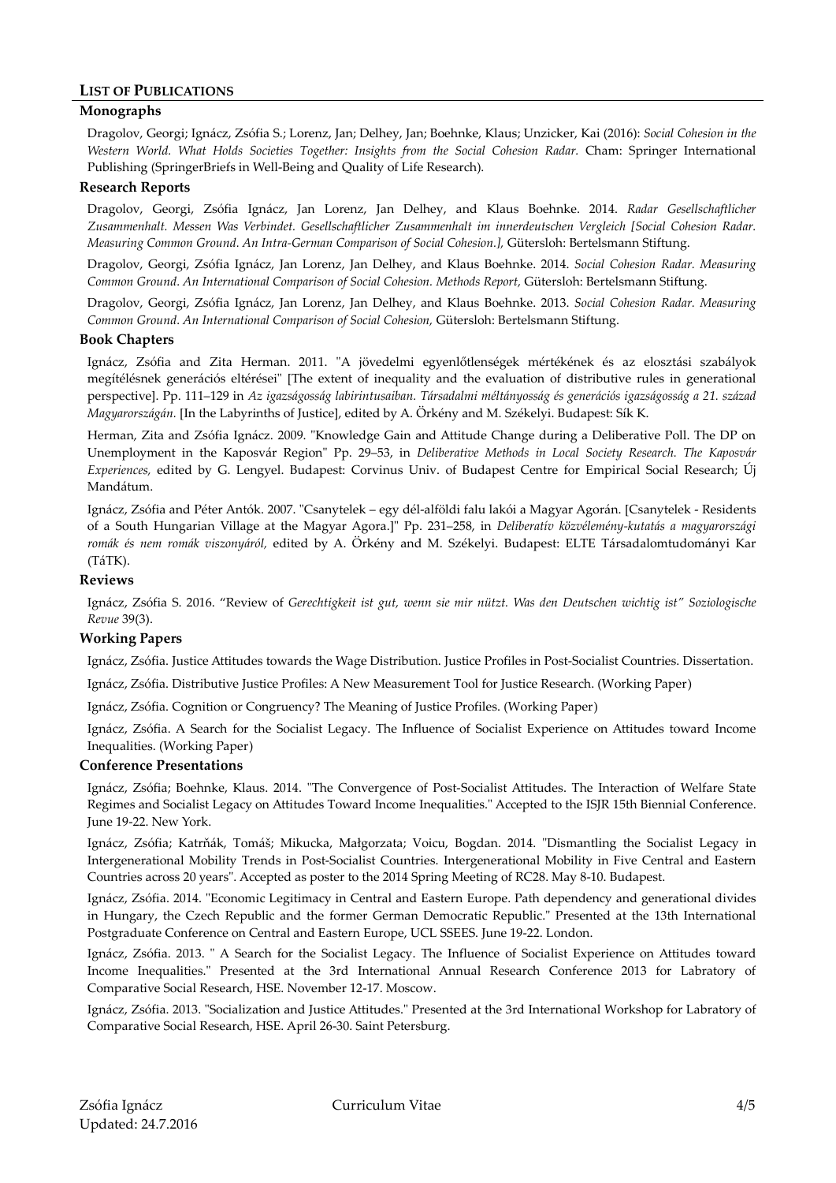## LIST OF PUBLICATIONS

### Monographs

Dragolov, Georgi; Ignácz, Zsófia S.; Lorenz, Jan; Delhey, Jan; Boehnke, Klaus; Unzicker, Kai (2016): *Social Cohesion in the Western World. What Holds Societies Together: Insights from the Social Cohesion Radar.* Cham: Springer International Publishing (SpringerBriefs in Well-Being and Quality of Life Research).

### Research Reports

Dragolov, Georgi, Zsófia Ignácz, Jan Lorenz, Jan Delhey, and Klaus Boehnke. 2014. *Radar Gesellschaftlicher Zusammenhalt. Messen Was Verbindet. Gesellschaftlicher Zusammenhalt im innerdeutschen Vergleich [Social Cohesion Radar. Measuring Common Ground. An Intra-German Comparison of Social Cohesion.],* Gütersloh: Bertelsmann Stiftung.

Dragolov, Georgi, Zsófia Ignácz, Jan Lorenz, Jan Delhey, and Klaus Boehnke. 2014. *Social Cohesion Radar. Measuring Common Ground. An International Comparison of Social Cohesion. Methods Report,* Gütersloh: Bertelsmann Stiftung.

Dragolov, Georgi, Zsófia Ignácz, Jan Lorenz, Jan Delhey, and Klaus Boehnke. 2013. *Social Cohesion Radar. Measuring Common Ground. An International Comparison of Social Cohesion,* Gütersloh: Bertelsmann Stiftung.

### Book Chapters

Ignácz, Zsófia and Zita Herman. 2011. "A jövedelmi egyenlőtlenségek mértékének és az elosztási szabályok megítélésnek generációs eltérései" [The extent of inequality and the evaluation of distributive rules in generational perspective]. Pp. 111–129 in *Az igazságosság labirintusaiban. Társadalmi méltányosság és generációs igazságosság a 21. század Magyarországán.* [In the Labyrinths of Justice], edited by A. Örkény and M. Székelyi. Budapest: Sík K.

Herman, Zita and Zsófia Ignácz. 2009. "Knowledge Gain and Attitude Change during a Deliberative Poll. The DP on Unemployment in the Kaposvár Region" Pp. 29–53, in *Deliberative Methods in Local Society Research. The Kaposvár Experiences,* edited by G. Lengyel. Budapest: Corvinus Univ. of Budapest Centre for Empirical Social Research; Új Mandátum.

Ignácz, Zsófia and Péter Antók. 2007. "Csanytelek – egy dél-alföldi falu lakói a Magyar Agorán. [Csanytelek - Residents of a South Hungarian Village at the Magyar Agora.]" Pp. 231–258, in *Deliberatív közvélemény-kutatás a magyarországi romák és nem romák viszonyáról,* edited by A. Örkény and M. Székelyi. Budapest: ELTE Társadalomtudományi Kar (TáTK).

### Reviews

Ignácz, Zsófia S. 2016. "Review of *Gerechtigkeit ist gut, wenn sie mir nützt. Was den Deutschen wichtig ist" Soziologische Revue* 39(3).

### Working Papers

Ignácz, Zsófia. Justice Attitudes towards the Wage Distribution. Justice Profiles in Post-Socialist Countries. Dissertation.

Ignácz, Zsófia. Distributive Justice Profiles: A New Measurement Tool for Justice Research. (Working Paper)

Ignácz, Zsófia. Cognition or Congruency? The Meaning of Justice Profiles. (Working Paper)

Ignácz, Zsófia. A Search for the Socialist Legacy. The Influence of Socialist Experience on Attitudes toward Income Inequalities. (Working Paper)

### Conference Presentations

Ignácz, Zsófia; Boehnke, Klaus. 2014. "The Convergence of Post-Socialist Attitudes. The Interaction of Welfare State Regimes and Socialist Legacy on Attitudes Toward Income Inequalities." Accepted to the ISJR 15th Biennial Conference. June 19-22. New York.

Ignácz, Zsófia; Katrňák, Tomáš; Mikucka, Małgorzata; Voicu, Bogdan. 2014. "Dismantling the Socialist Legacy in Intergenerational Mobility Trends in Post-Socialist Countries. Intergenerational Mobility in Five Central and Eastern Countries across 20 years". Accepted as poster to the 2014 Spring Meeting of RC28. May 8-10. Budapest.

Ignácz, Zsófia. 2014. "Economic Legitimacy in Central and Eastern Europe. Path dependency and generational divides in Hungary, the Czech Republic and the former German Democratic Republic." Presented at the 13th International Postgraduate Conference on Central and Eastern Europe, UCL SSEES. June 19-22. London.

Ignácz, Zsófia. 2013. " A Search for the Socialist Legacy. The Influence of Socialist Experience on Attitudes toward Income Inequalities." Presented at the 3rd International Annual Research Conference 2013 for Labratory of Comparative Social Research, HSE. November 12-17. Moscow.

Ignácz, Zsófia. 2013. "Socialization and Justice Attitudes." Presented at the 3rd International Workshop for Labratory of Comparative Social Research, HSE. April 26-30. Saint Petersburg.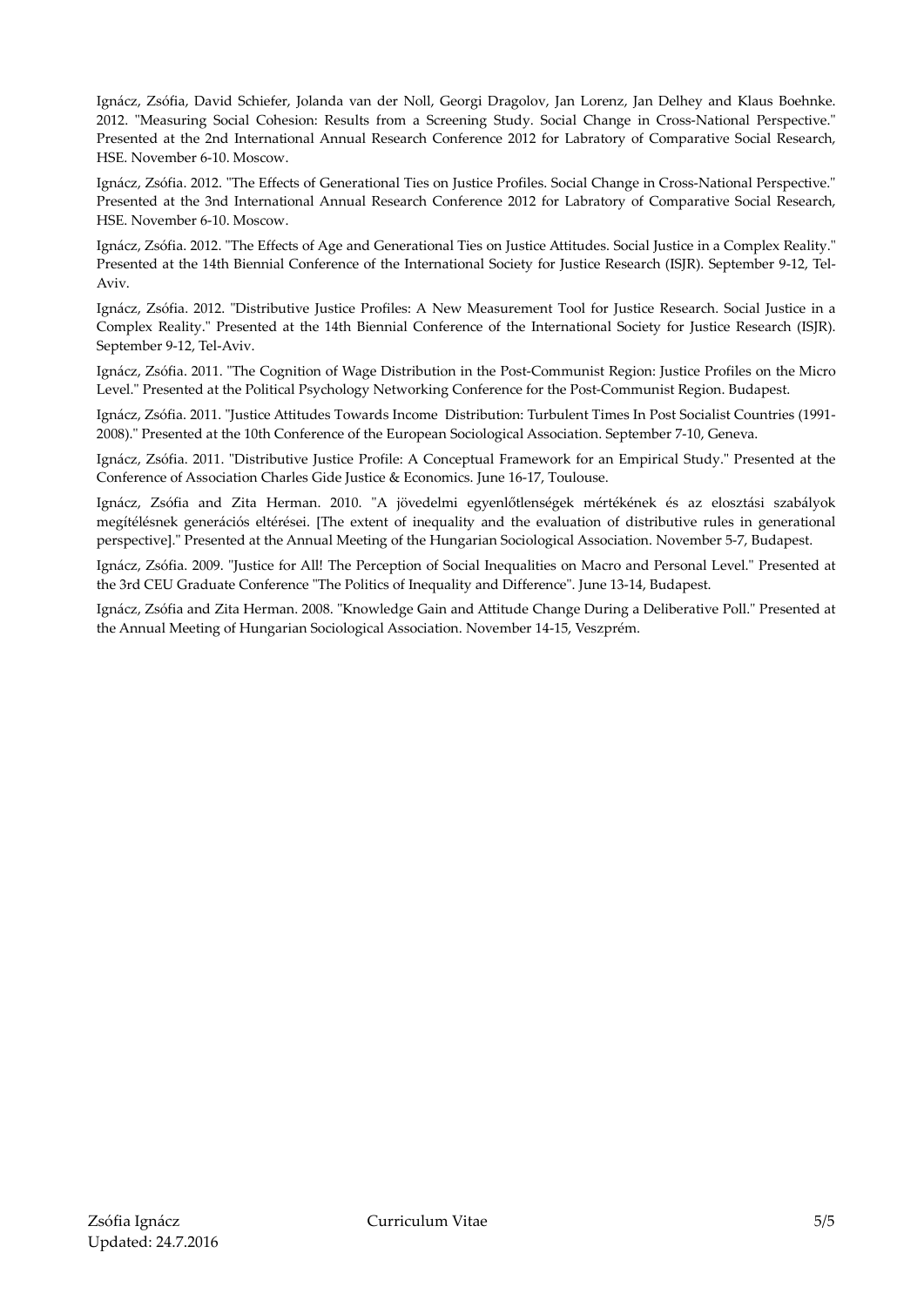Ignácz, Zsófia, David Schiefer, Jolanda van der Noll, Georgi Dragolov, Jan Lorenz, Jan Delhey and Klaus Boehnke. 2012. "Measuring Social Cohesion: Results from a Screening Study. Social Change in Cross-National Perspective." Presented at the 2nd International Annual Research Conference 2012 for Labratory of Comparative Social Research, HSE. November 6-10. Moscow.

Ignácz, Zsófia. 2012. "The Effects of Generational Ties on Justice Profiles. Social Change in Cross-National Perspective." Presented at the 3nd International Annual Research Conference 2012 for Labratory of Comparative Social Research, HSE. November 6-10. Moscow.

Ignácz, Zsófia. 2012. "The Effects of Age and Generational Ties on Justice Attitudes. Social Justice in a Complex Reality." Presented at the 14th Biennial Conference of the International Society for Justice Research (ISJR). September 9-12, Tel-Aviv.

Ignácz, Zsófia. 2012. "Distributive Justice Profiles: A New Measurement Tool for Justice Research. Social Justice in a Complex Reality." Presented at the 14th Biennial Conference of the International Society for Justice Research (ISJR). September 9-12, Tel-Aviv.

Ignácz, Zsófia. 2011. "The Cognition of Wage Distribution in the Post-Communist Region: Justice Profiles on the Micro Level." Presented at the Political Psychology Networking Conference for the Post-Communist Region. Budapest.

Ignácz, Zsófia. 2011. "Justice Attitudes Towards Income Distribution: Turbulent Times In Post Socialist Countries (1991-2008)." Presented at the 10th Conference of the European Sociological Association. September 7-10, Geneva.

Ignácz, Zsófia. 2011. "Distributive Justice Profile: A Conceptual Framework for an Empirical Study." Presented at the Conference of Association Charles Gide Justice & Economics. June 16-17, Toulouse.

Ignácz, Zsófia and Zita Herman. 2010. "A jövedelmi egyenlőtlenségek mértékének és az elosztási szabályok megítélésnek generációs eltérései. [The extent of inequality and the evaluation of distributive rules in generational perspective]." Presented at the Annual Meeting of the Hungarian Sociological Association. November 5-7, Budapest.

Ignácz, Zsófia. 2009. "Justice for All! The Perception of Social Inequalities on Macro and Personal Level." Presented at the 3rd CEU Graduate Conference "The Politics of Inequality and Difference". June 13-14, Budapest.

Ignácz, Zsófia and Zita Herman. 2008. "Knowledge Gain and Attitude Change During a Deliberative Poll." Presented at the Annual Meeting of Hungarian Sociological Association. November 14-15, Veszprém.